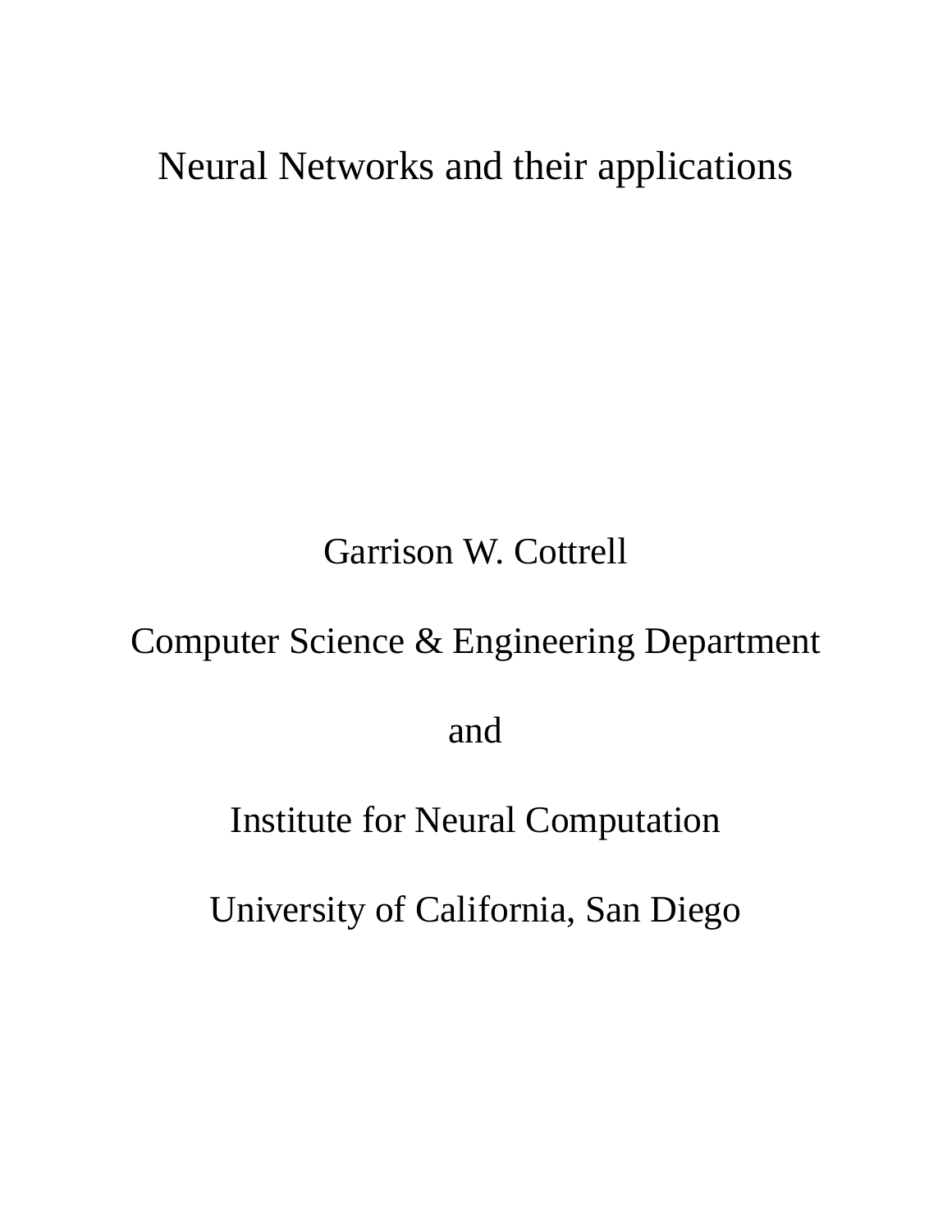# Neural Networks and their applications

Garrison W. Cottrell

Computer Science & Engineering Department

and

Institute for Neural Computation

University of California, San Diego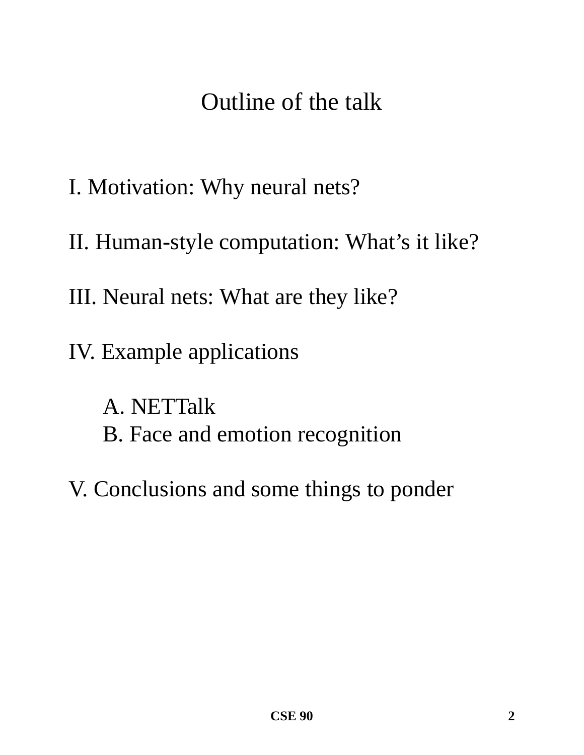# Outline of the talk

I. Motivation: Why neural nets?

II. Human-style computation: What's it like?

III. Neural nets: What are they like?

IV. Example applications

   A. NETTalk
   B. Face and emotion recognition

V. Conclusions and some things to ponder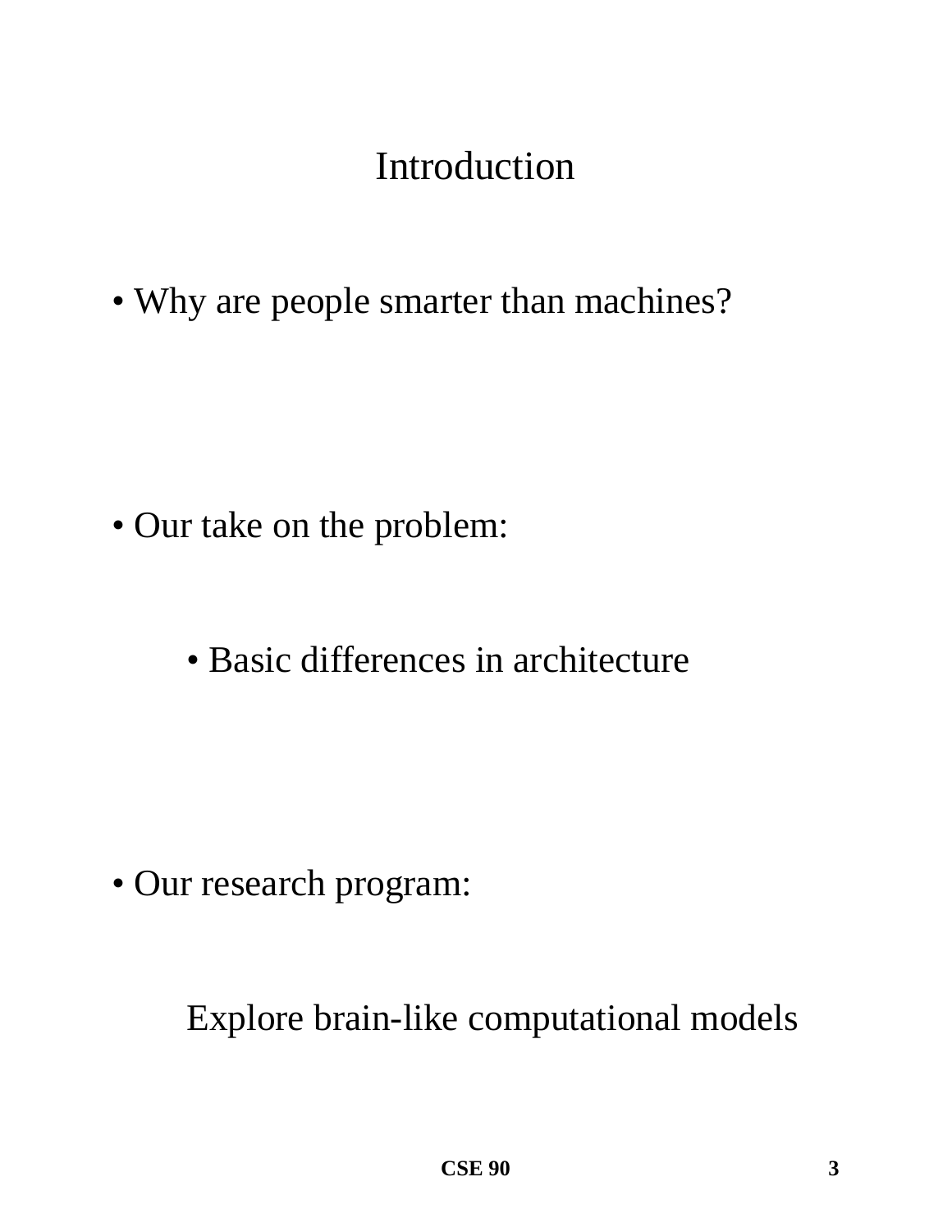# Introduction

- Why are people smarter than machines?

- Our take on the problem:

  - Basic differences in architecture

- Our research program:

  Explore brain-like computational models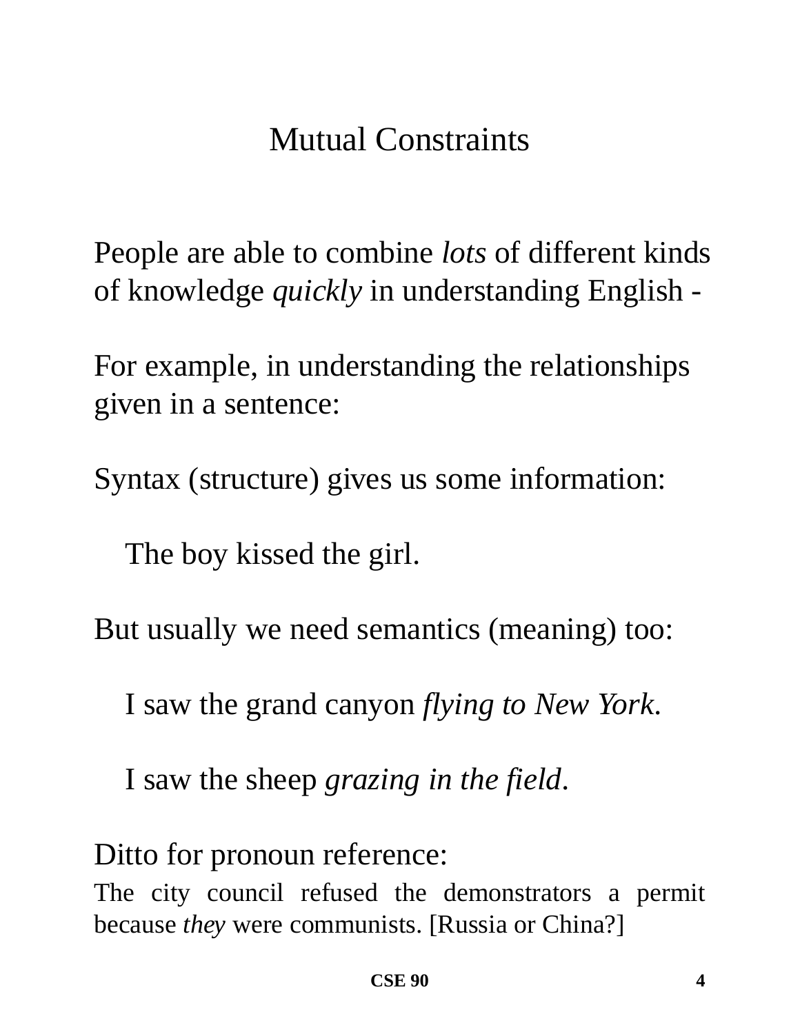# Mutual Constraints

People are able to combine *lots* of different kinds of knowledge *quickly* in understanding English -

For example, in understanding the relationships given in a sentence:

Syntax (structure) gives us some information:

> The boy kissed the girl.

But usually we need semantics (meaning) too:

> I saw the grand canyon *flying to New York*.
>
> I saw the sheep *grazing in the field*.

Ditto for pronoun reference:

The city council refused the demonstrators a permit because *they* were communists. [Russia or China?]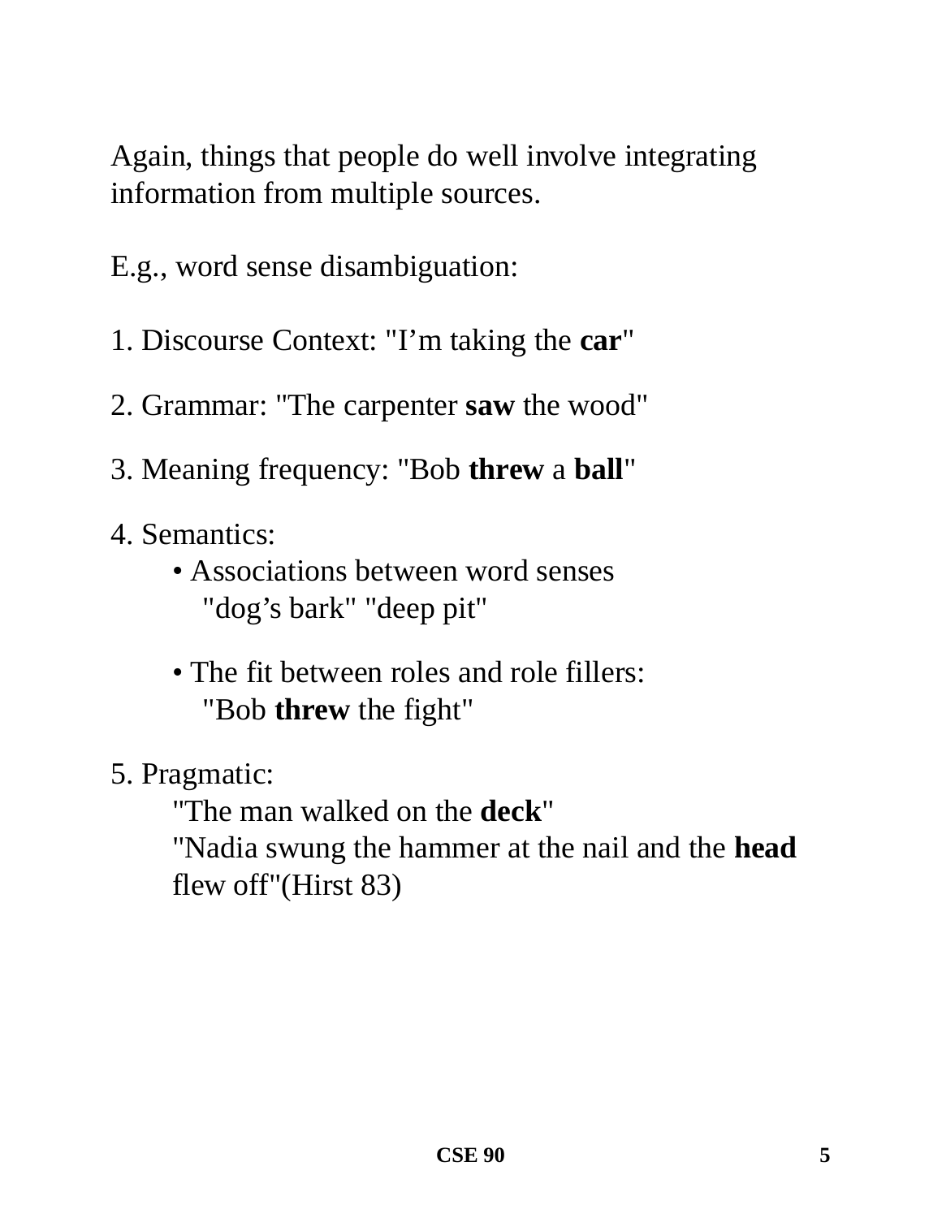Again, things that people do well involve integrating information from multiple sources.

E.g., word sense disambiguation:

1. Discourse Context: "I'm taking the **car**"

2. Grammar: "The carpenter **saw** the wood"

3. Meaning frequency: "Bob **threw** a **ball**"

4. Semantics:
   - Associations between word senses
     "dog's bark" "deep pit"

   - The fit between roles and role fillers:
     "Bob **threw** the fight"

5. Pragmatic:
   "The man walked on the **deck**"
   "Nadia swung the hammer at the nail and the **head** flew off"(Hirst 83)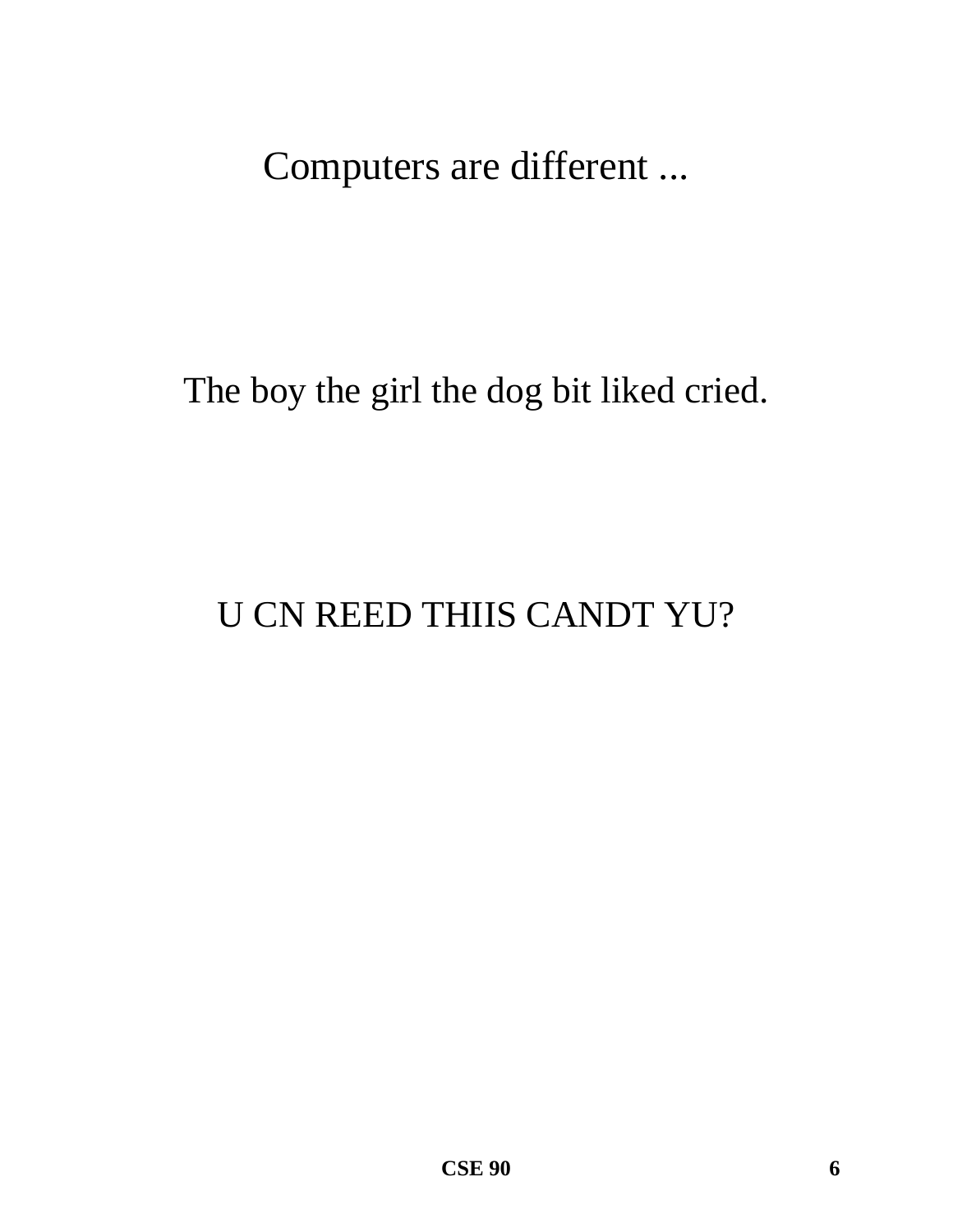Computers are different ...

The boy the girl the dog bit liked cried.

U CN REED THIIS CANDT YU?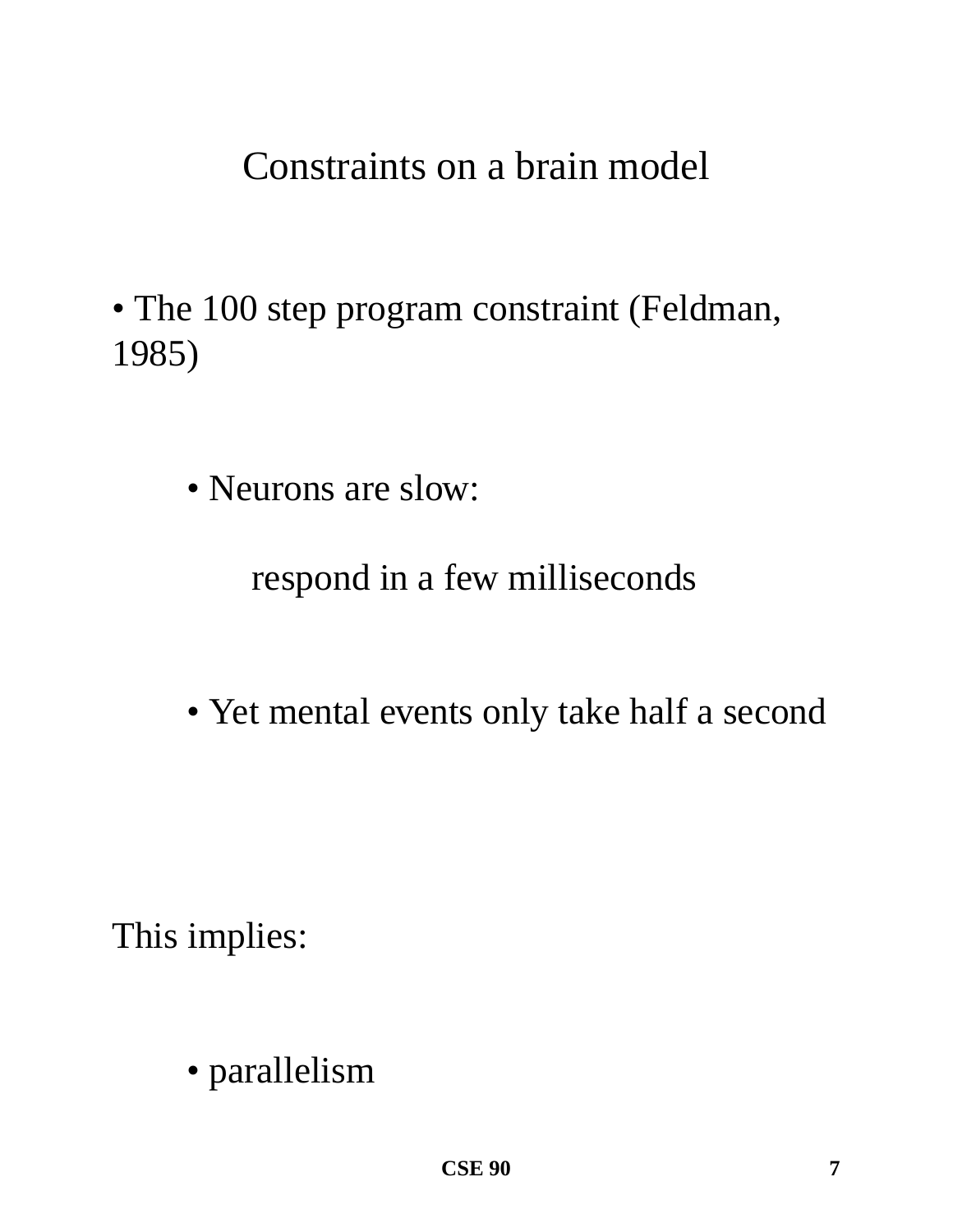# Constraints on a brain model

- The 100 step program constraint (Feldman, 1985)
  - Neurons are slow:

    respond in a few milliseconds

  - Yet mental events only take half a second

This implies:

- parallelism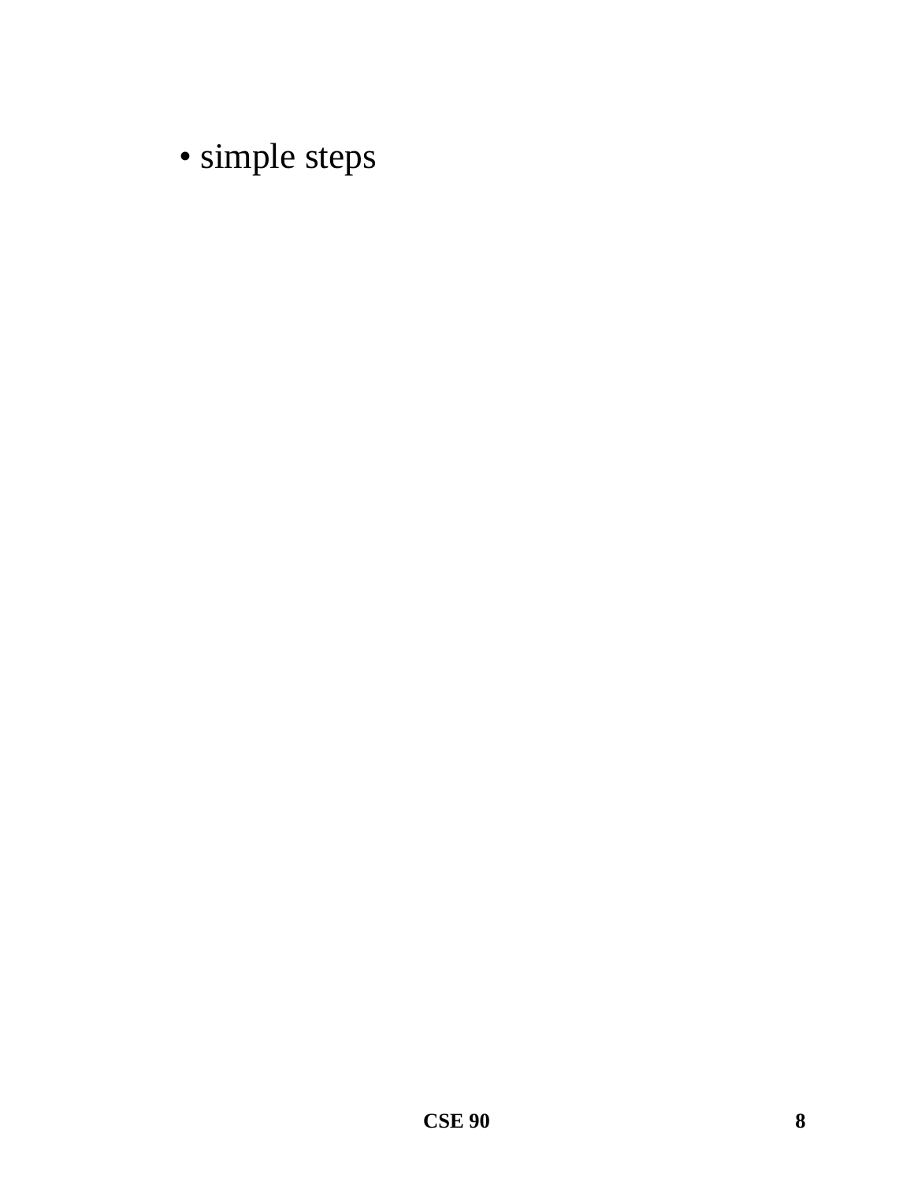- simple steps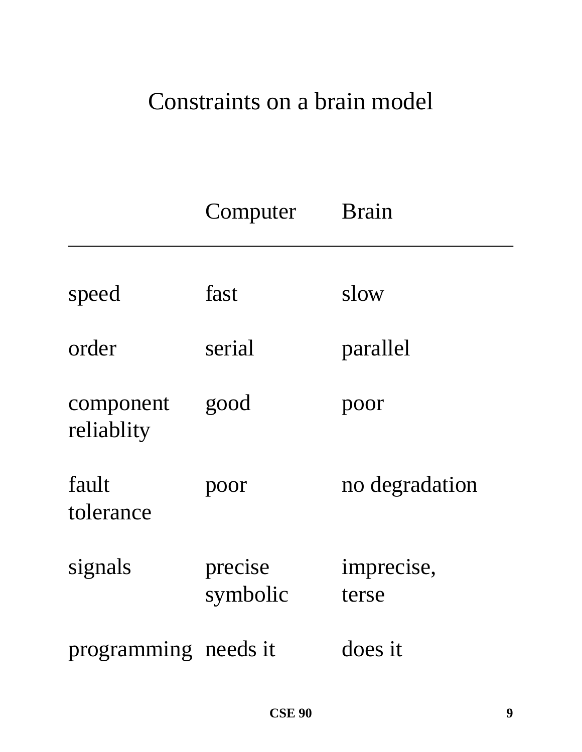# Constraints on a brain model

| | Computer | Brain |
|---|---|---|
| speed | fast | slow |
| order | serial | parallel |
| component reliablity | good | poor |
| fault tolerance | poor | no degradation |
| signals | precise symbolic | imprecise, terse |
| programming | needs it | does it |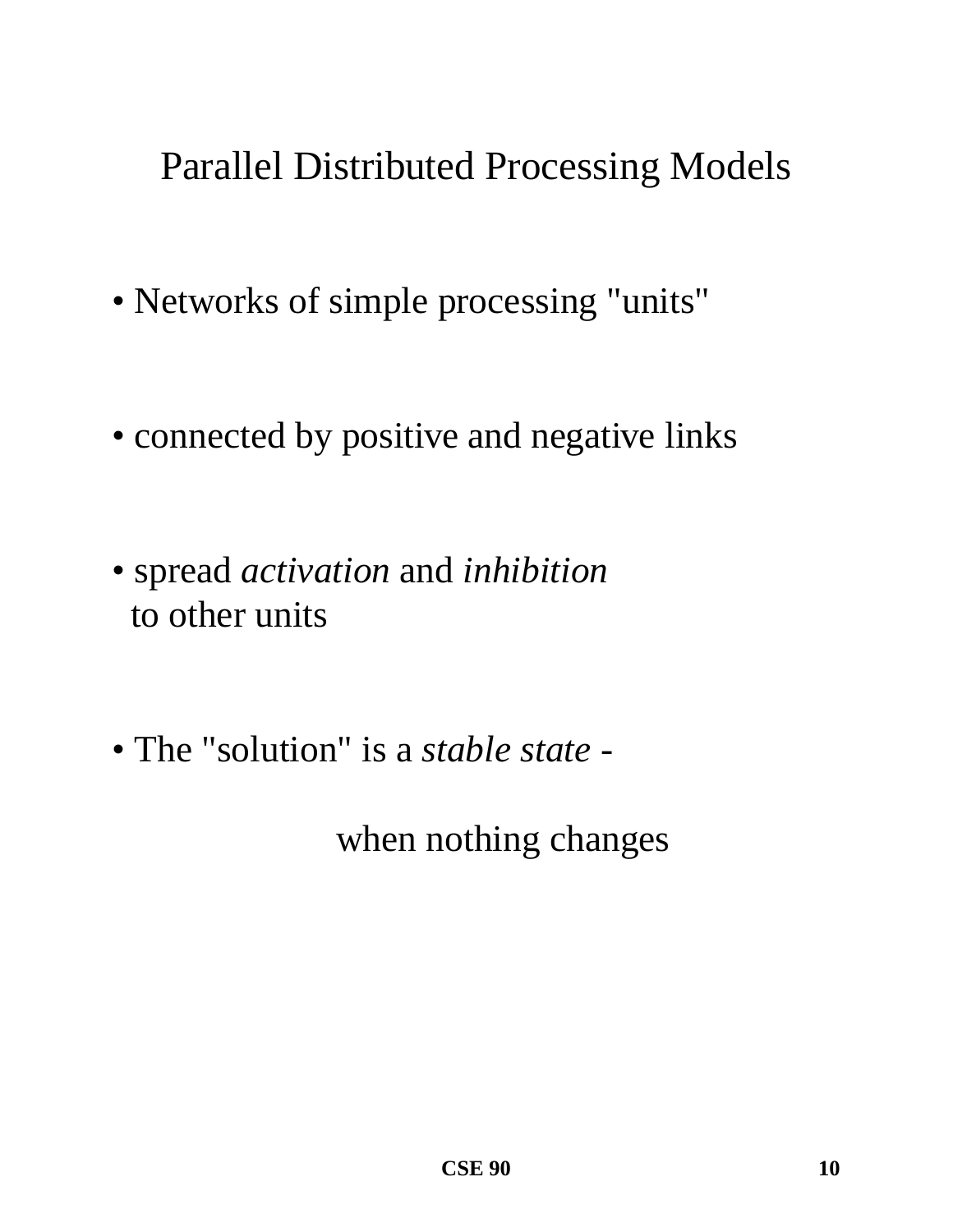# Parallel Distributed Processing Models

- Networks of simple processing "units"

- connected by positive and negative links

- spread *activation* and *inhibition* to other units

- The "solution" is a *stable state* -

  when nothing changes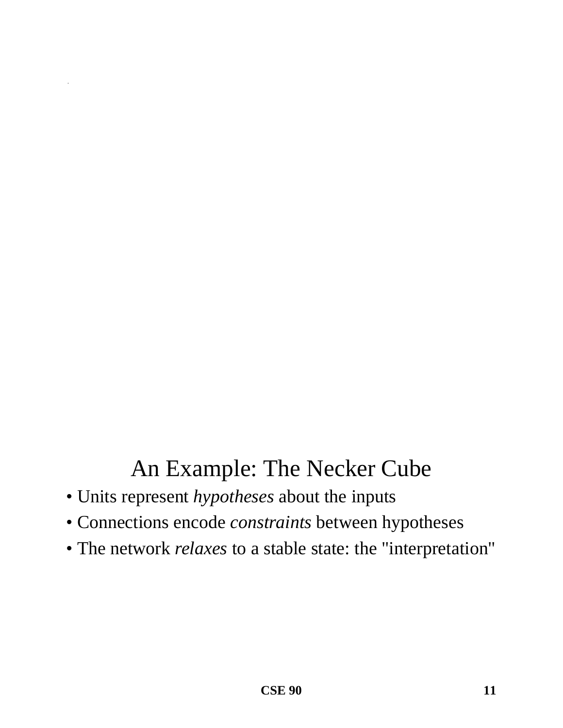## An Example: The Necker Cube

- Units represent *hypotheses* about the inputs
- Connections encode *constraints* between hypotheses
- The network *relaxes* to a stable state: the "interpretation"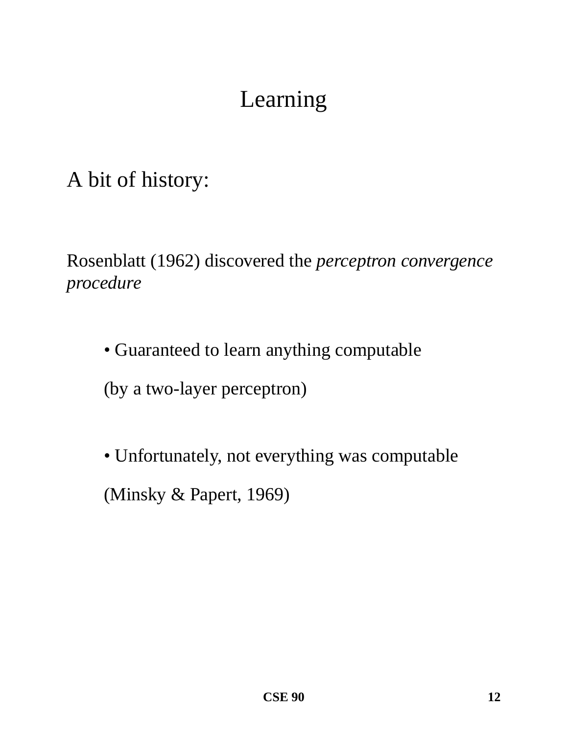# Learning

A bit of history:

Rosenblatt (1962) discovered the *perceptron convergence procedure*

- Guaranteed to learn anything computable

  (by a two-layer perceptron)

- Unfortunately, not everything was computable

  (Minsky & Papert, 1969)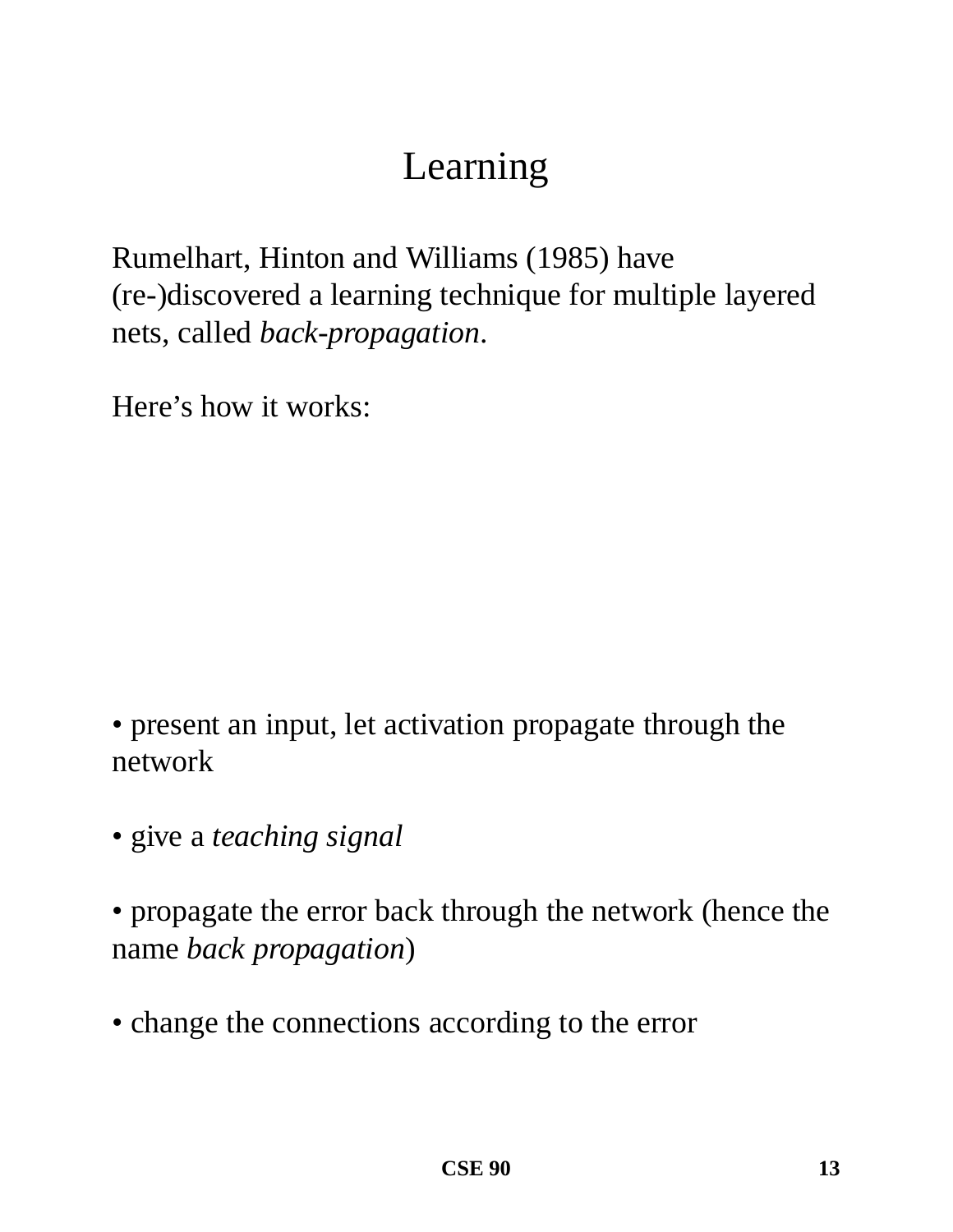# Learning

Rumelhart, Hinton and Williams (1985) have (re-)discovered a learning technique for multiple layered nets, called *back-propagation*.

Here's how it works:

- present an input, let activation propagate through the network

- give a *teaching signal*

- propagate the error back through the network (hence the name *back propagation*)

- change the connections according to the error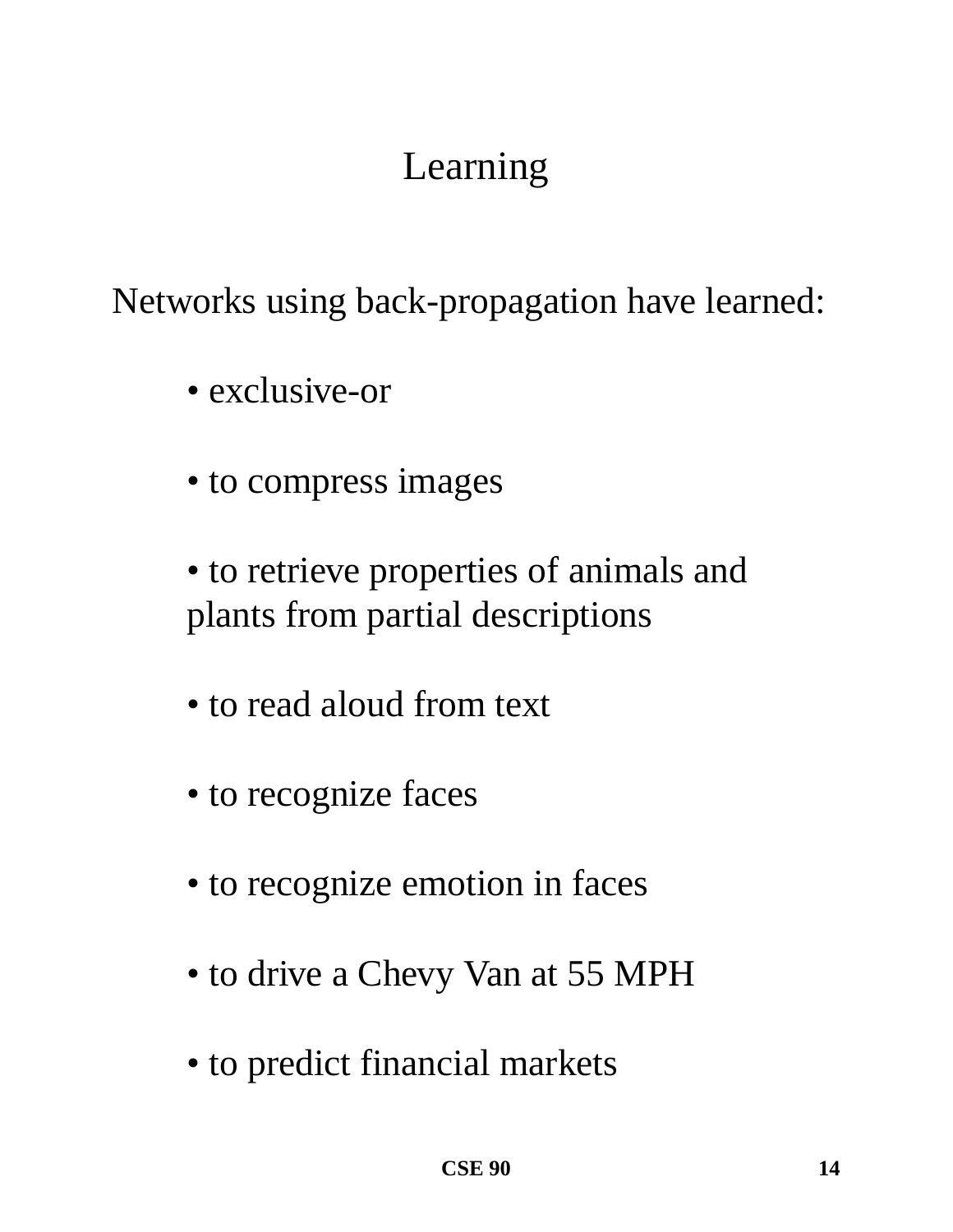# Learning

Networks using back-propagation have learned:

- exclusive-or
- to compress images
- to retrieve properties of animals and plants from partial descriptions
- to read aloud from text
- to recognize faces
- to recognize emotion in faces
- to drive a Chevy Van at 55 MPH
- to predict financial markets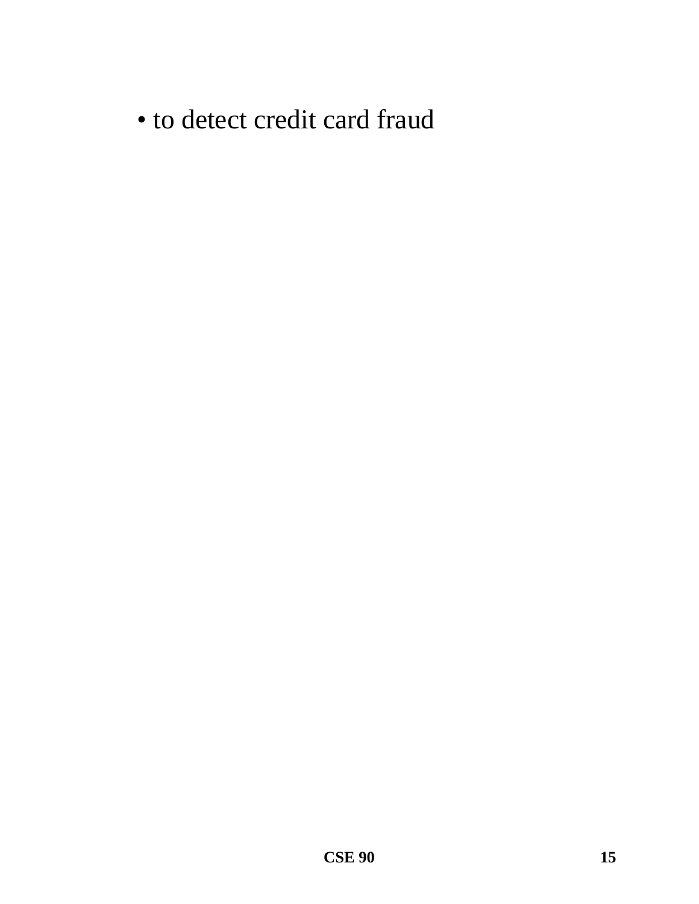- to detect credit card fraud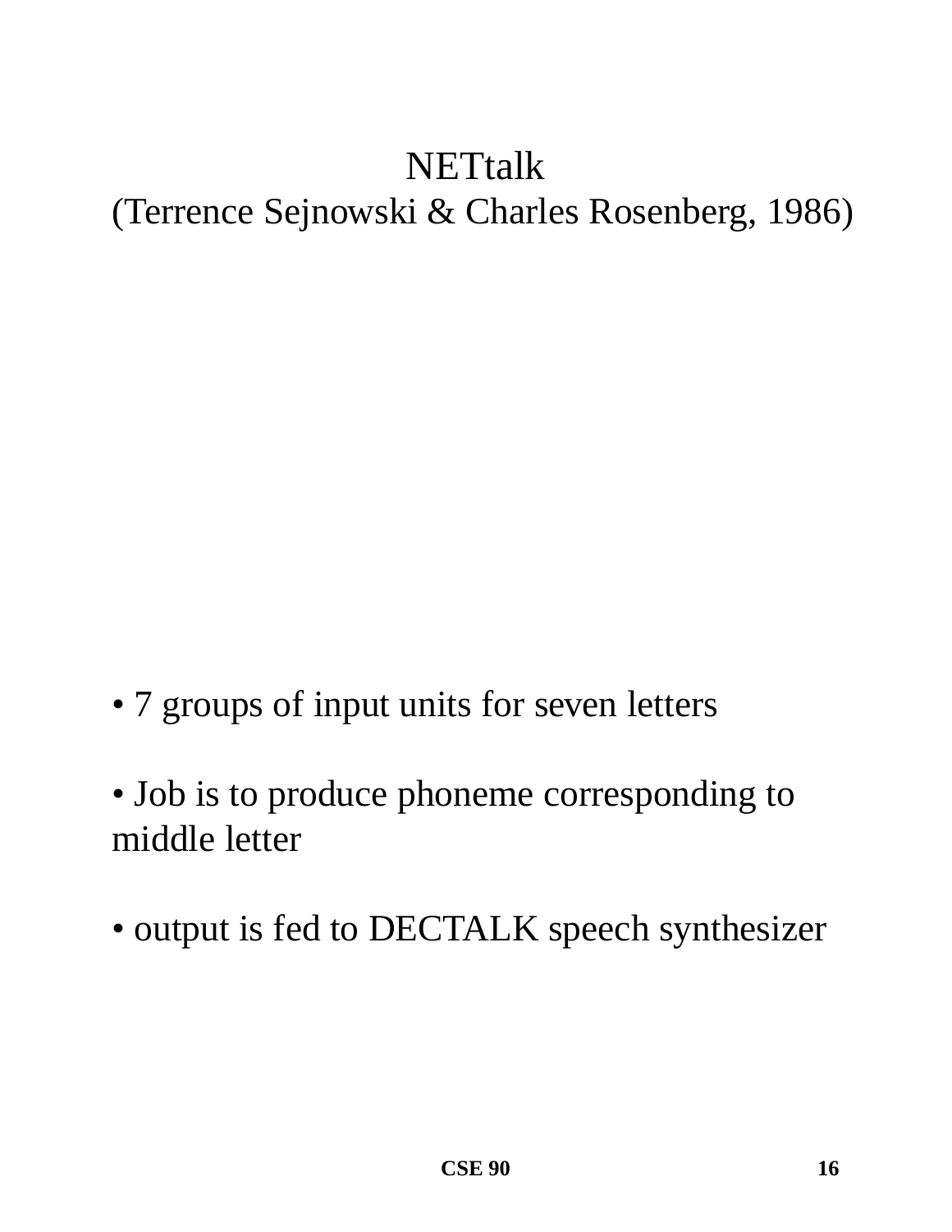# NETtalk
## (Terrence Sejnowski & Charles Rosenberg, 1986)

• 7 groups of input units for seven letters

• Job is to produce phoneme corresponding to middle letter

• output is fed to DECTALK speech synthesizer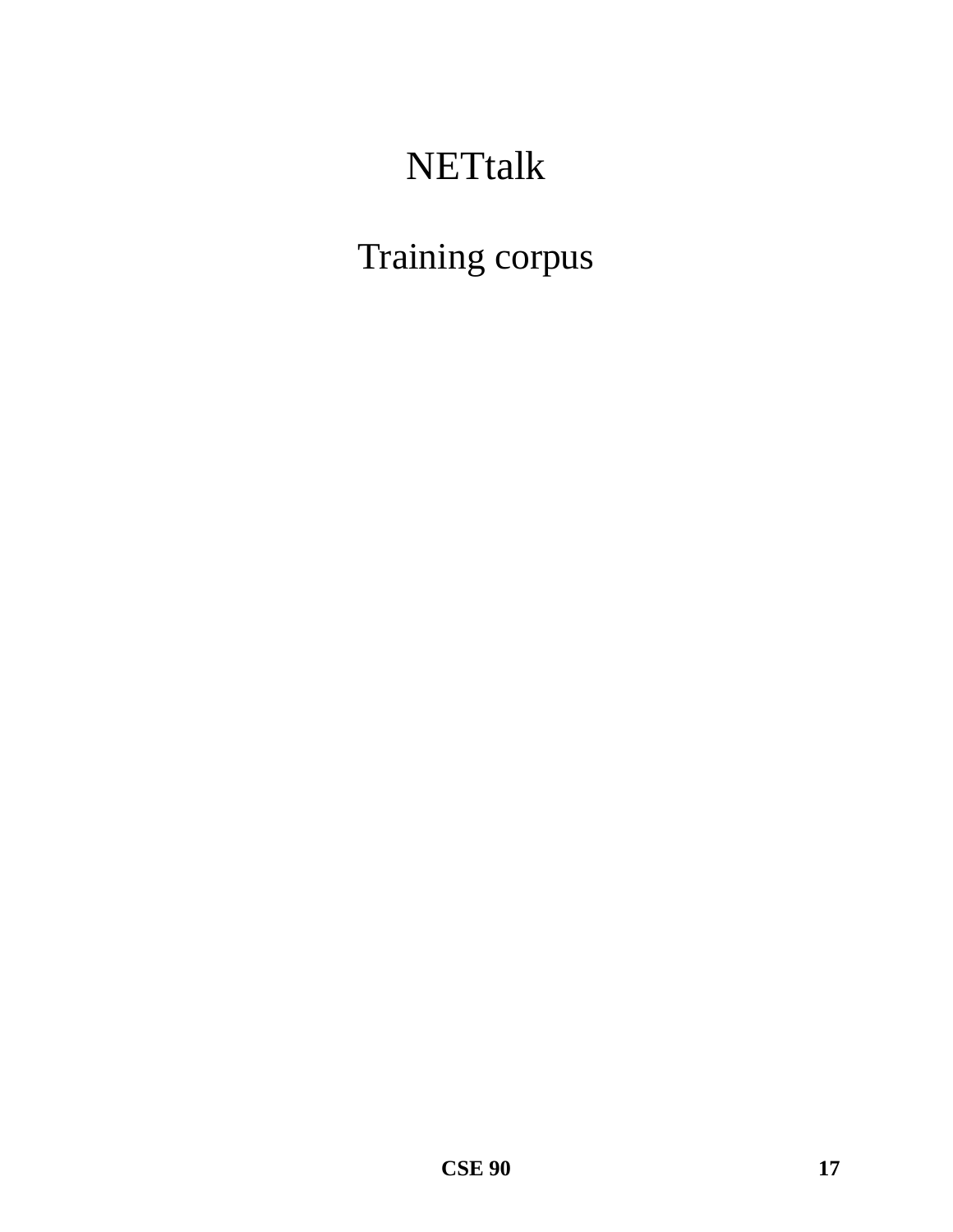# NETtalk

Training corpus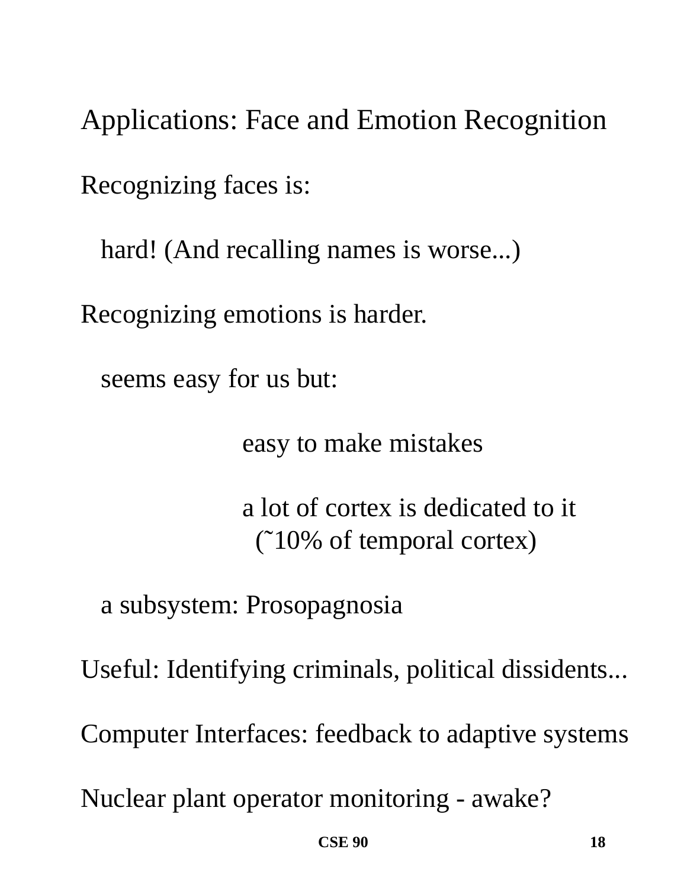# Applications: Face and Emotion Recognition

Recognizing faces is:

hard! (And recalling names is worse...)

Recognizing emotions is harder.

seems easy for us but:

easy to make mistakes

a lot of cortex is dedicated to it (˜10% of temporal cortex)

a subsystem: Prosopagnosia

Useful: Identifying criminals, political dissidents...

Computer Interfaces: feedback to adaptive systems

Nuclear plant operator monitoring - awake?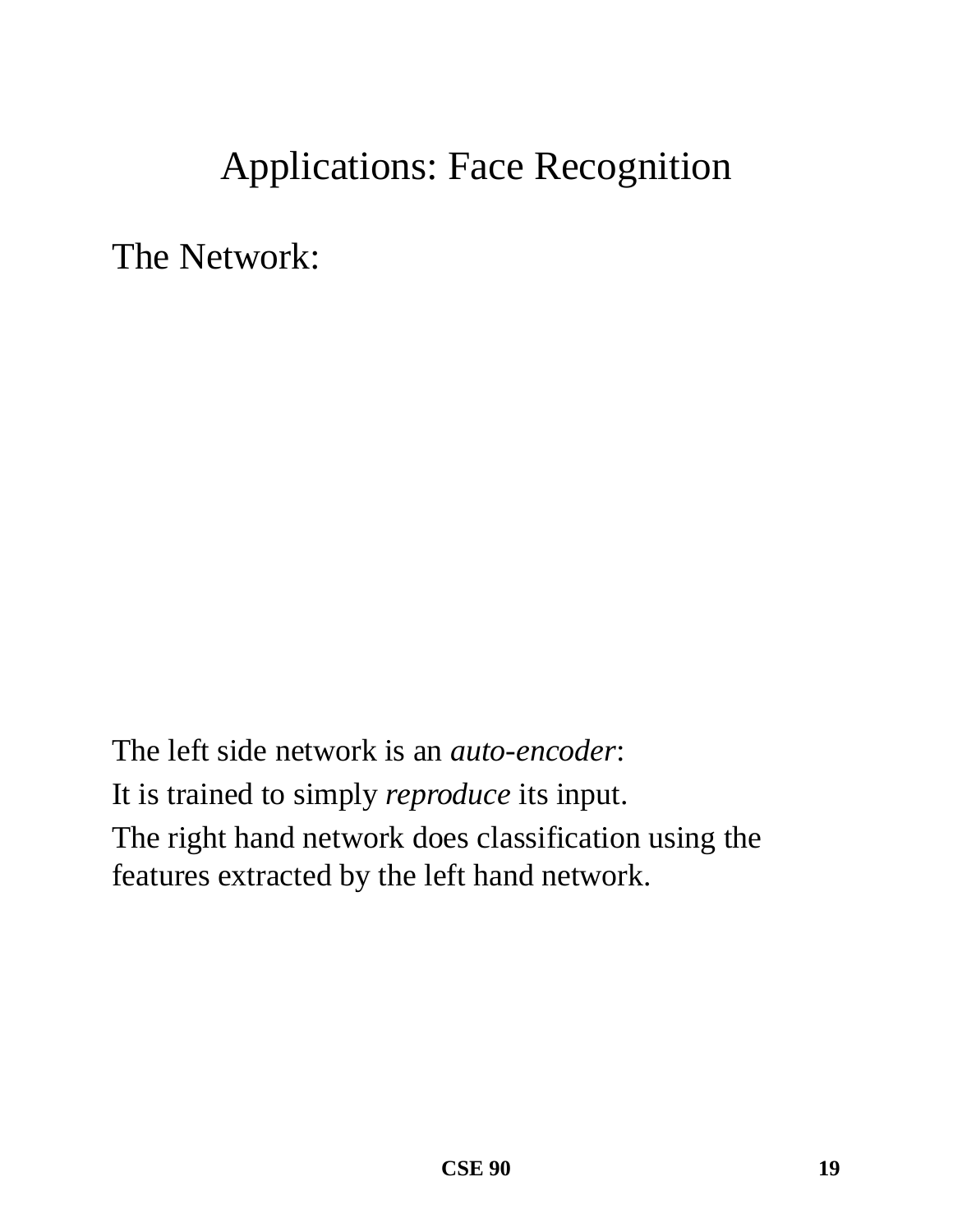# Applications: Face Recognition

The Network:

The left side network is an *auto-encoder*:

It is trained to simply *reproduce* its input.

The right hand network does classification using the features extracted by the left hand network.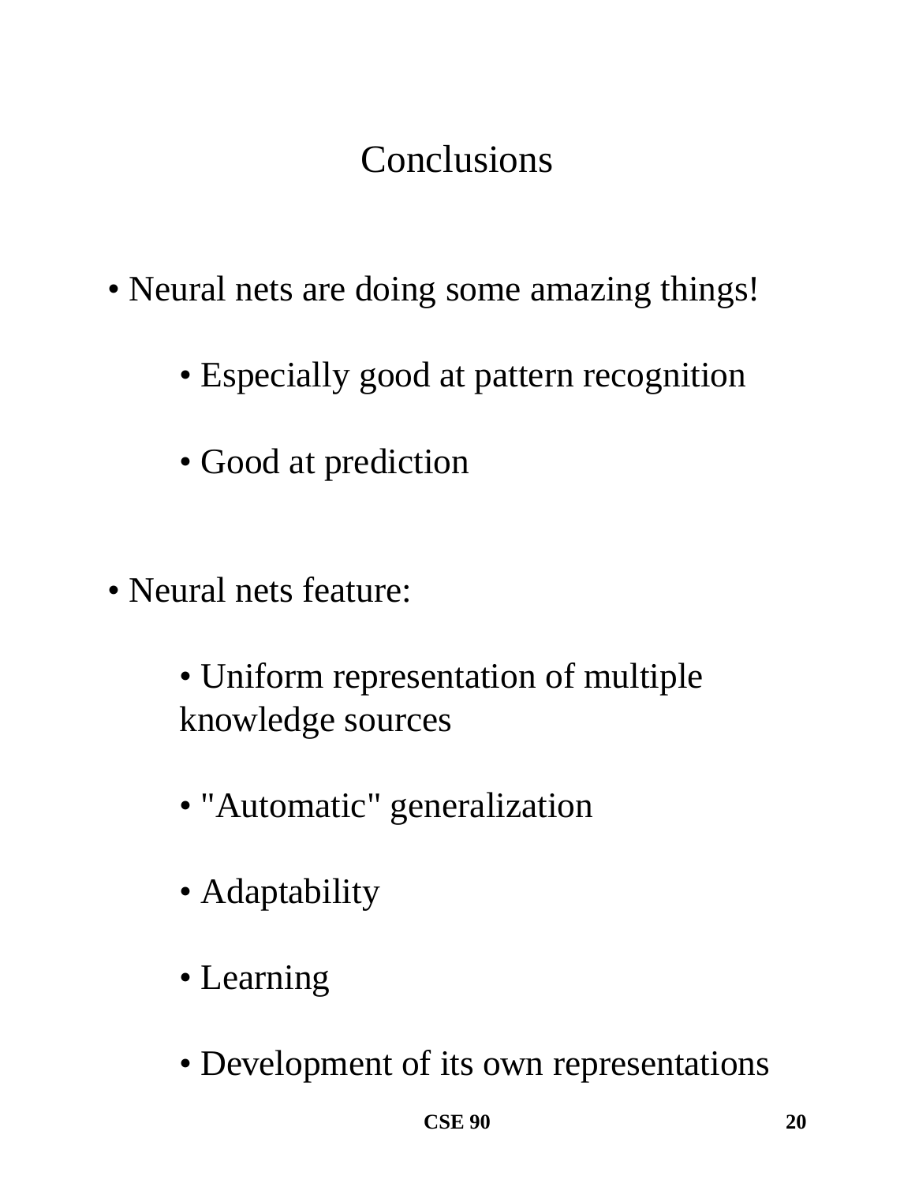# Conclusions

- Neural nets are doing some amazing things!
  - Especially good at pattern recognition
  - Good at prediction

- Neural nets feature:
  - Uniform representation of multiple knowledge sources
  - "Automatic" generalization
  - Adaptability
  - Learning
  - Development of its own representations